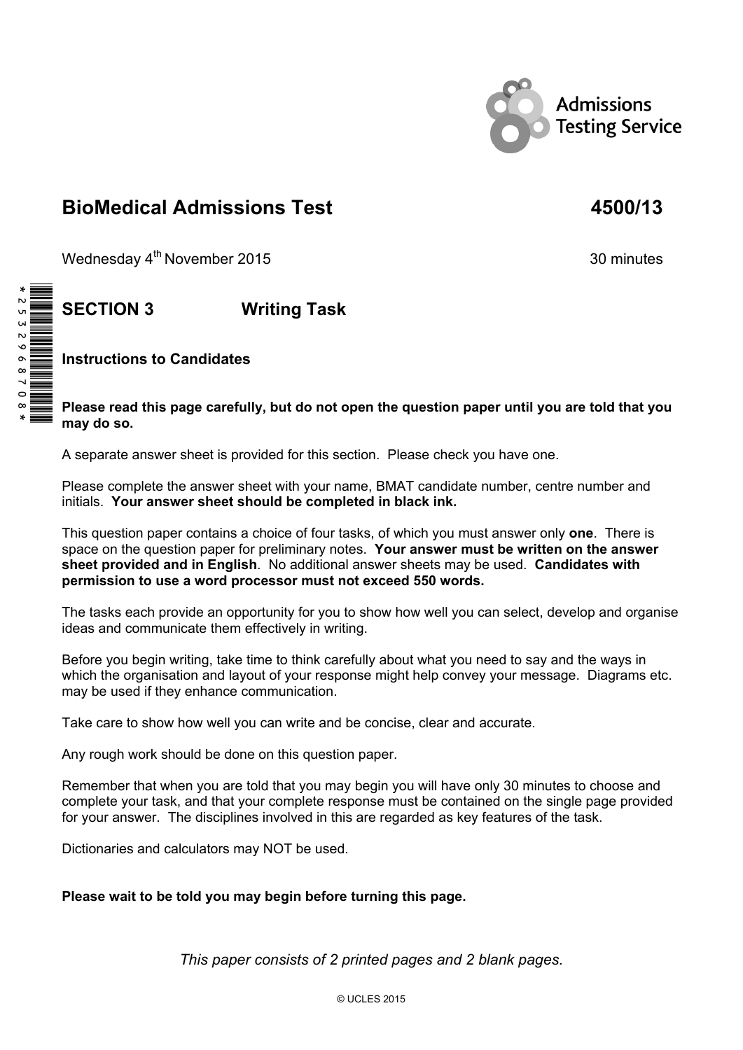Admissions Testing Service

# BioMedical Admissions Test 4500/13

Wednesday 4th November 2015 30 minutes

## SECTION 3 Writing Task

### Instructions to Candidates

**Please read this page carefully, but do not open the question paper until you are told that you may do so.**

A separate answer sheet is provided for this section. Please check you have one.

Please complete the answer sheet with your name, BMAT candidate number, centre number and initials. **Your answer sheet should be completed in black ink.**

This question paper contains a choice of four tasks, of which you must answer only **one**. There is space on the question paper for preliminary notes. **Your answer must be written on the answer sheet provided and in English**. No additional answer sheets may be used. **Candidates with permission to use a word processor must not exceed 550 words.**

The tasks each provide an opportunity for you to show how well you can select, develop and organise ideas and communicate them effectively in writing.

Before you begin writing, take time to think carefully about what you need to say and the ways in which the organisation and layout of your response might help convey your message. Diagrams etc. may be used if they enhance communication.

Take care to show how well you can write and be concise, clear and accurate.

Any rough work should be done on this question paper.

Remember that when you are told that you may begin you will have only 30 minutes to choose and complete your task, and that your complete response must be contained on the single page provided for your answer. The disciplines involved in this are regarded as key features of the task.

Dictionaries and calculators may NOT be used.

**Please wait to be told you may begin before turning this page.**

*This paper consists of 2 printed pages and 2 blank pages.*

© UCLES 2015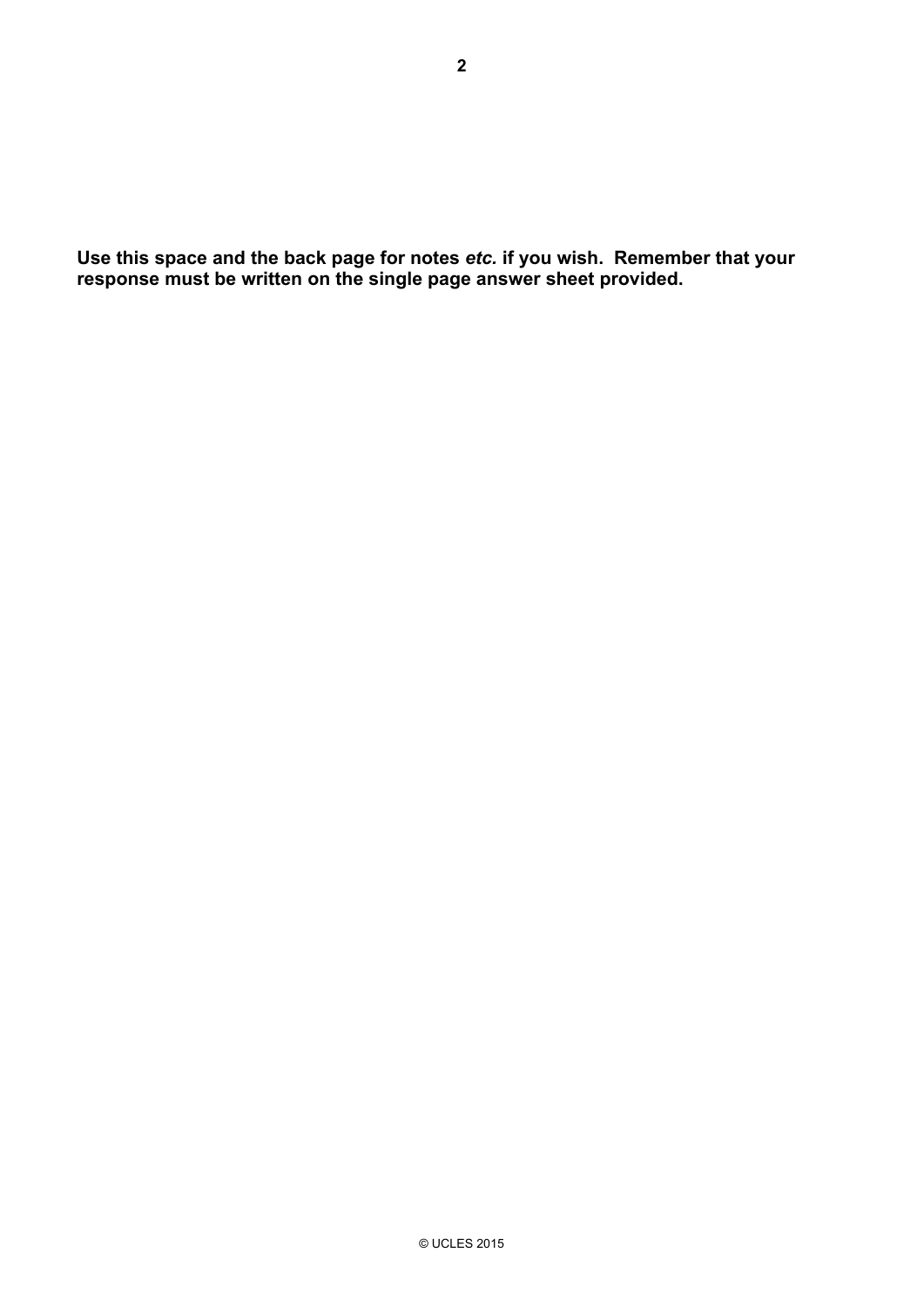**Use this space and the back page for notes *etc.* if you wish. Remember that your response must be written on the single page answer sheet provided.**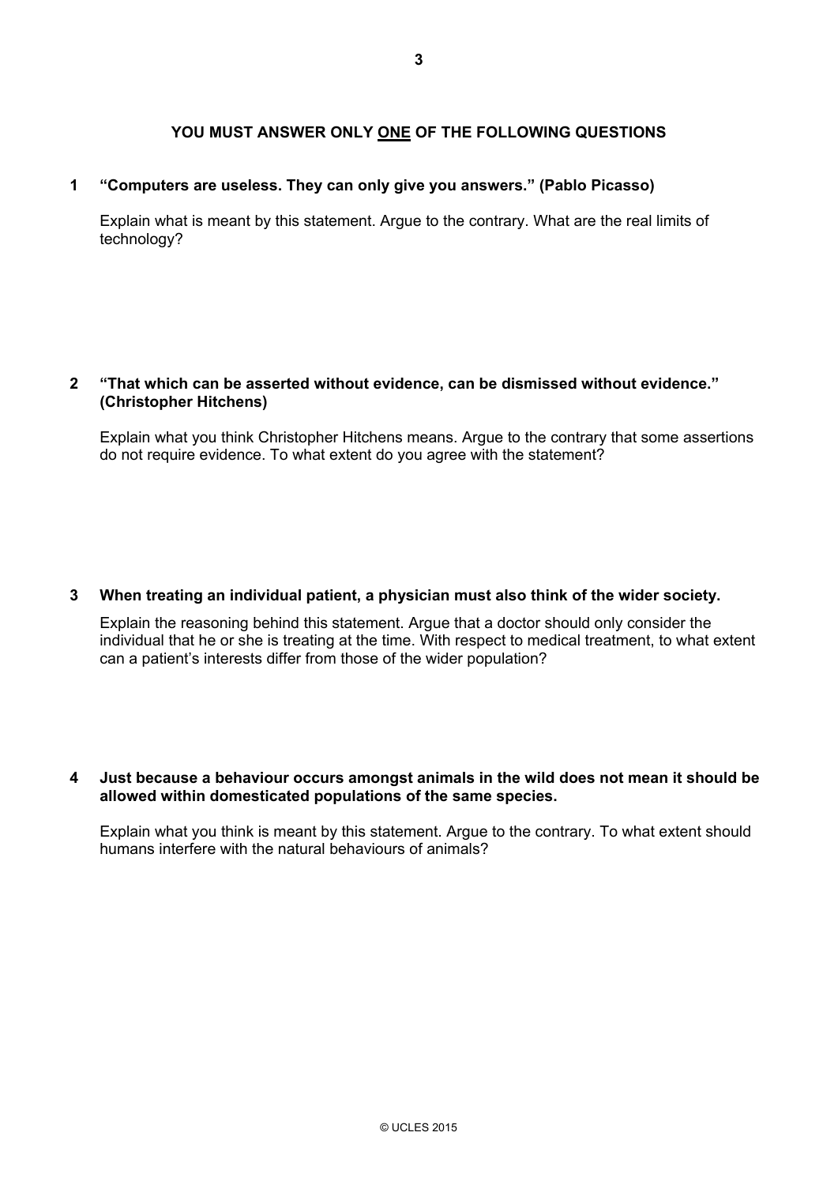**YOU MUST ANSWER ONLY <u>ONE</u> OF THE FOLLOWING QUESTIONS**

**1 "Computers are useless. They can only give you answers." (Pablo Picasso)**

Explain what is meant by this statement. Argue to the contrary. What are the real limits of technology?

**2 "That which can be asserted without evidence, can be dismissed without evidence." (Christopher Hitchens)**

Explain what you think Christopher Hitchens means. Argue to the contrary that some assertions do not require evidence. To what extent do you agree with the statement?

**3 When treating an individual patient, a physician must also think of the wider society.**

Explain the reasoning behind this statement. Argue that a doctor should only consider the individual that he or she is treating at the time. With respect to medical treatment, to what extent can a patient's interests differ from those of the wider population?

**4 Just because a behaviour occurs amongst animals in the wild does not mean it should be allowed within domesticated populations of the same species.**

Explain what you think is meant by this statement. Argue to the contrary. To what extent should humans interfere with the natural behaviours of animals?

© UCLES 2015